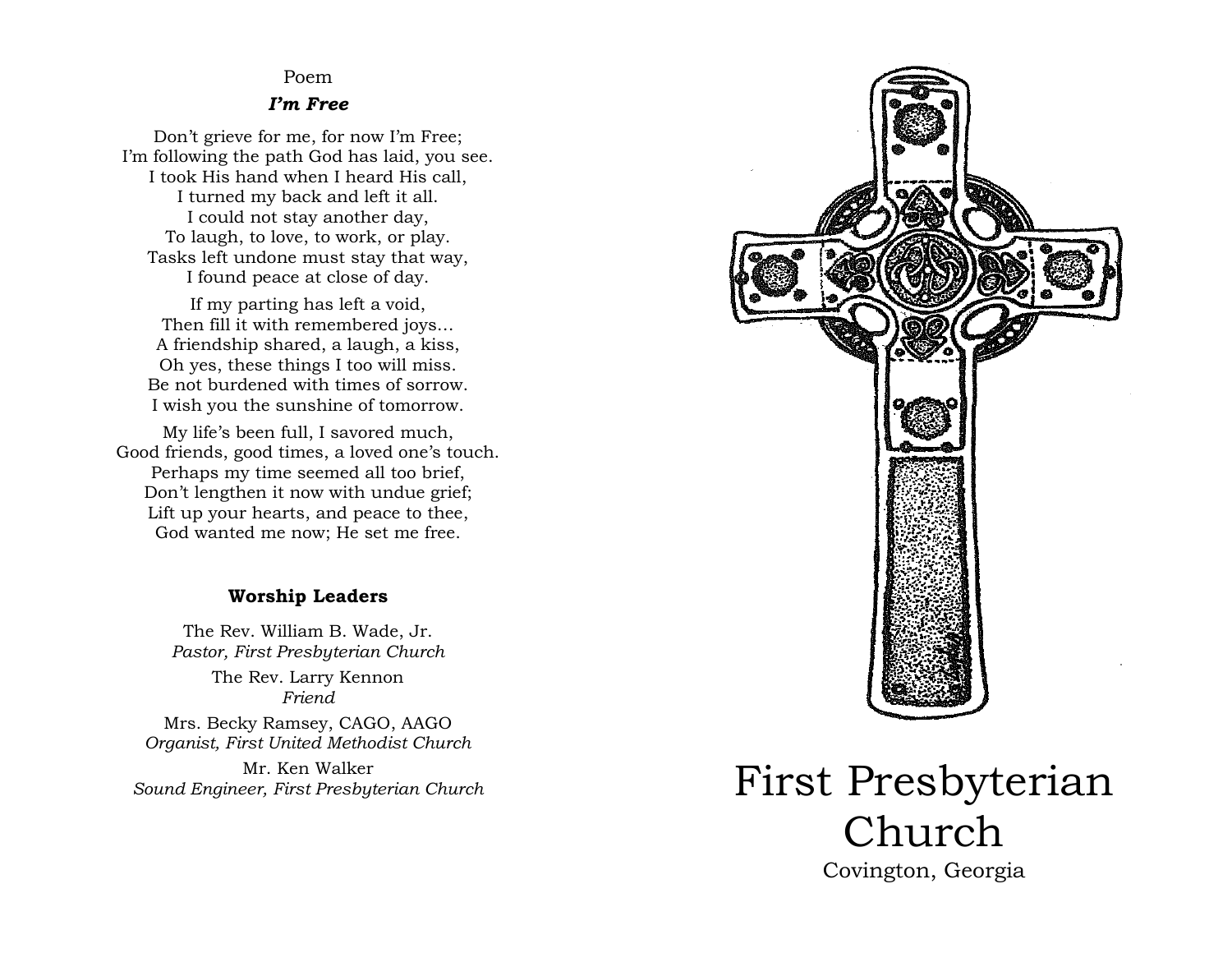Poem

### *I'm Free*

Don't grieve for me, for now I'm Free;
I'm following the path God has laid, you see.
I took His hand when I heard His call,
I turned my back and left it all.
I could not stay another day,
To laugh, to love, to work, or play.
Tasks left undone must stay that way,
I found peace at close of day.

If my parting has left a void,
Then fill it with remembered joys…
A friendship shared, a laugh, a kiss,
Oh yes, these things I too will miss.
Be not burdened with times of sorrow.
I wish you the sunshine of tomorrow.

My life's been full, I savored much,
Good friends, good times, a loved one's touch.
Perhaps my time seemed all too brief,
Don't lengthen it now with undue grief;
Lift up your hearts, and peace to thee,
God wanted me now; He set me free.

### Worship Leaders

The Rev. William B. Wade, Jr.
*Pastor, First Presbyterian Church*

The Rev. Larry Kennon
*Friend*

Mrs. Becky Ramsey, CAGO, AAGO
*Organist, First United Methodist Church*

Mr. Ken Walker
*Sound Engineer, First Presbyterian Church*

# First Presbyterian Church

Covington, Georgia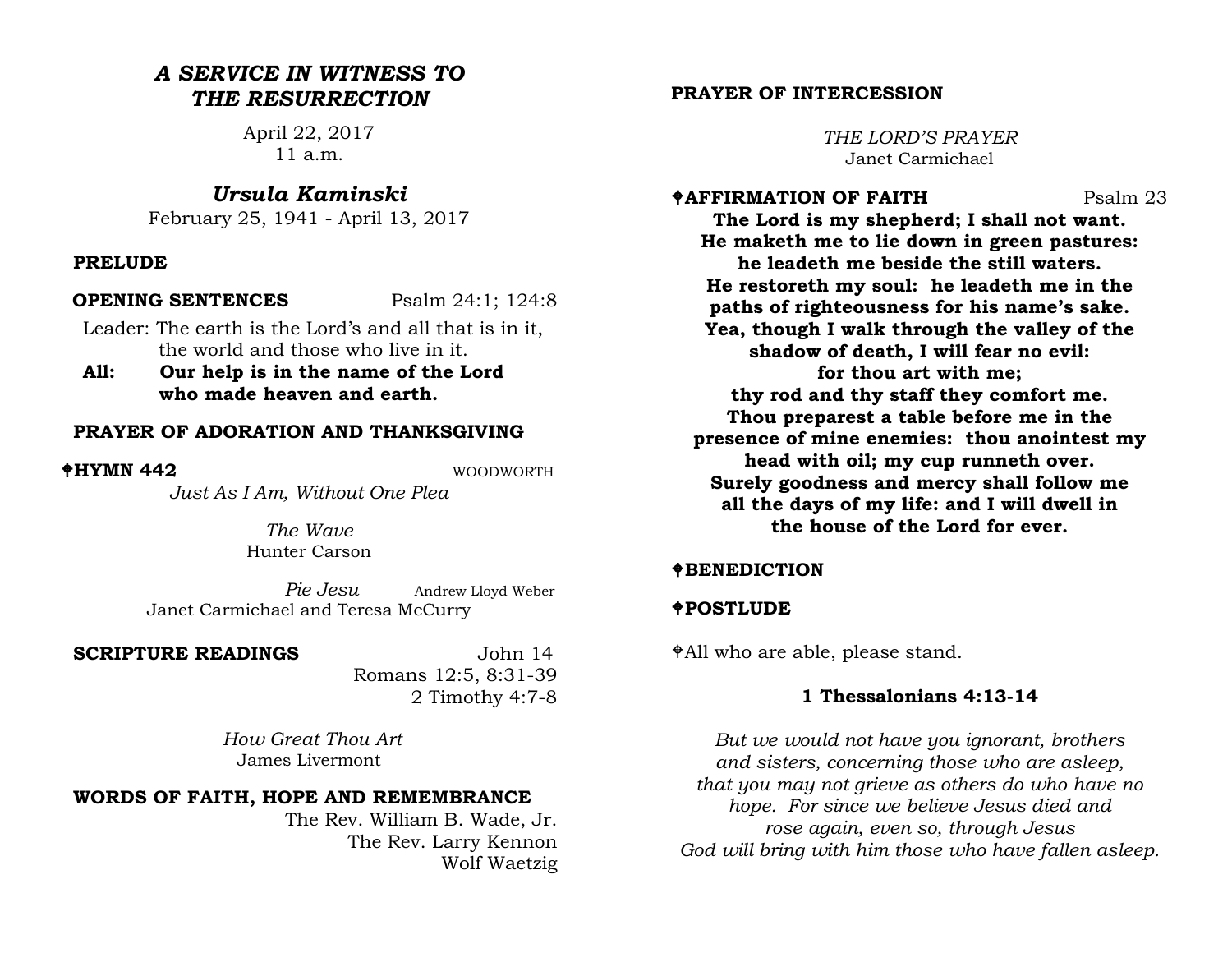## *A SERVICE IN WITNESS TO THE RESURRECTION*

April 22, 2017
11 a.m.

### *Ursula Kaminski*

February 25, 1941 - April 13, 2017

**PRELUDE**

**OPENING SENTENCES** Psalm 24:1; 124:8

Leader: The earth is the Lord's and all that is in it,
the world and those who live in it.
**All: Our help is in the name of the Lord
who made heaven and earth.**

**PRAYER OF ADORATION AND THANKSGIVING**

✟**HYMN 442** WOODWORTH
*Just As I Am, Without One Plea*

*The Wave*
Hunter Carson

*Pie Jesu* Andrew Lloyd Weber
Janet Carmichael and Teresa McCurry

**SCRIPTURE READINGS** John 14
Romans 12:5, 8:31-39
2 Timothy 4:7-8

*How Great Thou Art*
James Livermont

**WORDS OF FAITH, HOPE AND REMEMBRANCE**
The Rev. William B. Wade, Jr.
The Rev. Larry Kennon
Wolf Waetzig

**PRAYER OF INTERCESSION**

*THE LORD'S PRAYER*
Janet Carmichael

✟**AFFIRMATION OF FAITH** Psalm 23

**The Lord is my shepherd; I shall not want.
He maketh me to lie down in green pastures:
he leadeth me beside the still waters.
He restoreth my soul: he leadeth me in the
paths of righteousness for his name's sake.
Yea, though I walk through the valley of the
shadow of death, I will fear no evil:
for thou art with me;
thy rod and thy staff they comfort me.
Thou preparest a table before me in the
presence of mine enemies: thou anointest my
head with oil; my cup runneth over.
Surely goodness and mercy shall follow me
all the days of my life: and I will dwell in
the house of the Lord for ever.**

✟**BENEDICTION**

✟**POSTLUDE**

✟All who are able, please stand.

**1 Thessalonians 4:13-14**

*But we would not have you ignorant, brothers
and sisters, concerning those who are asleep,
that you may not grieve as others do who have no
hope. For since we believe Jesus died and
rose again, even so, through Jesus
God will bring with him those who have fallen asleep.*